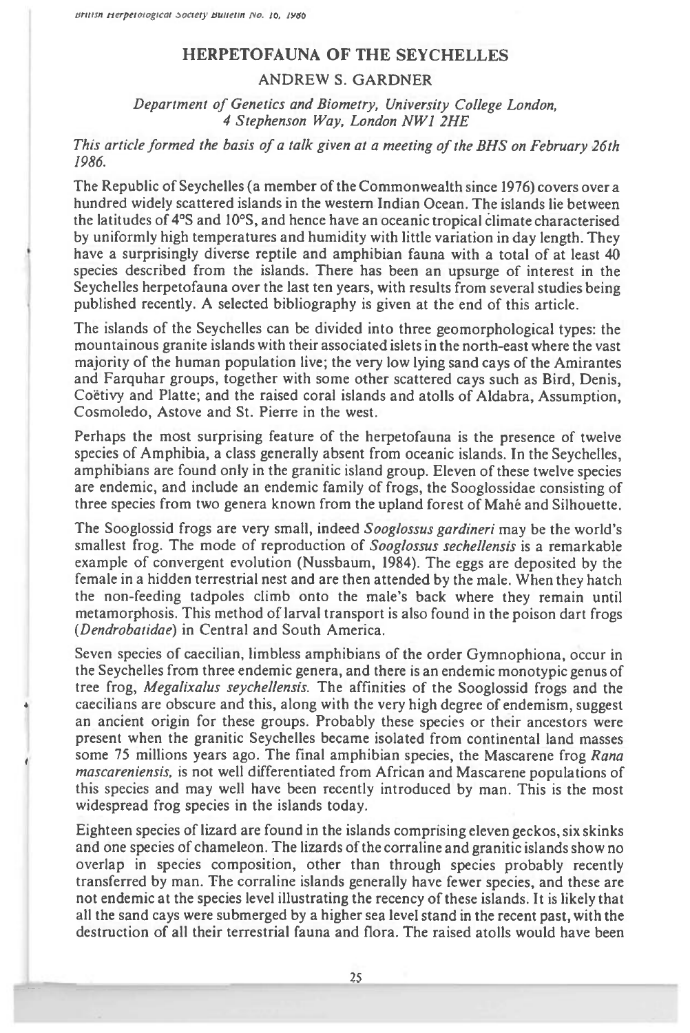# HERPETOFAUNA OF THE SEYCHELLES

## ANDREW S. GARDNER

*Department of Genetics and Biometry, University College London, 4 Stephenson Way, London NW1 2HE*

*This article formed the basis of a talk given at a meeting of the BHS on February 26th 1986.*

The Republic of Seychelles (a member of the Commonwealth since 1976) covers over a hundred widely scattered islands in the western Indian Ocean. The islands lie between the latitudes of 4°S and 10°S, and hence have an oceanic tropical climate characterised by uniformly high temperatures and humidity with little variation in day length. They have a surprisingly diverse reptile and amphibian fauna with a total of at least 40 species described from the islands. There has been an upsurge of interest in the Seychelles herpetofauna over the last ten years, with results from several studies being published recently. A selected bibliography is given at the end of this article.

The islands of the Seychelles can be divided into three geomorphological types: the mountainous granite islands with their associated islets in the north-east where the vast majority of the human population live; the very low lying sand cays of the Amirantes and Farquhar groups, together with some other scattered cays such as Bird, Denis, Coëtivy and Platte; and the raised coral islands and atolls of Aldabra, Assumption, Cosmoledo, Astove and St. Pierre in the west.

Perhaps the most surprising feature of the herpetofauna is the presence of twelve species of Amphibia, a class generally absent from oceanic islands. In the Seychelles, amphibians are found only in the granitic island group. Eleven of these twelve species are endemic, and include an endemic family of frogs, the Sooglossidae consisting of three species from two genera known from the upland forest of Mahé and Silhouette.

The Sooglossid frogs are very small, indeed *Sooglossus gardineri* may be the world's smallest frog. The mode of reproduction of *Sooglossus sechellensis* is a remarkable example of convergent evolution (Nussbaum, 1984). The eggs are deposited by the female in a hidden terrestrial nest and are then attended by the male. When they hatch the non-feeding tadpoles climb onto the male's back where they remain until metamorphosis. This method of larval transport is also found in the poison dart frogs (*Dendrobatidae*) in Central and South America.

Seven species of caecilian, limbless amphibians of the order Gymnophiona, occur in the Seychelles from three endemic genera, and there is an endemic monotypic genus of tree frog, *Megalixalus seychellensis.* The affinities of the Sooglossid frogs and the caecilians are obscure and this, along with the very high degree of endemism, suggest an ancient origin for these groups. Probably these species or their ancestors were present when the granitic Seychelles became isolated from continental land masses some 75 millions years ago. The final amphibian species, the Mascarene frog *Rana mascareniensis,* is not well differentiated from African and Mascarene populations of this species and may well have been recently introduced by man. This is the most widespread frog species in the islands today.

Eighteen species of lizard are found in the islands comprising eleven geckos, six skinks and one species of chameleon. The lizards of the corraline and granitic islands show no overlap in species composition, other than through species probably recently transferred by man. The corraline islands generally have fewer species, and these are not endemic at the species level illustrating the recency of these islands. It is likely that all the sand cays were submerged by a higher sea level stand in the recent past, with the destruction of all their terrestrial fauna and flora. The raised atolls would have been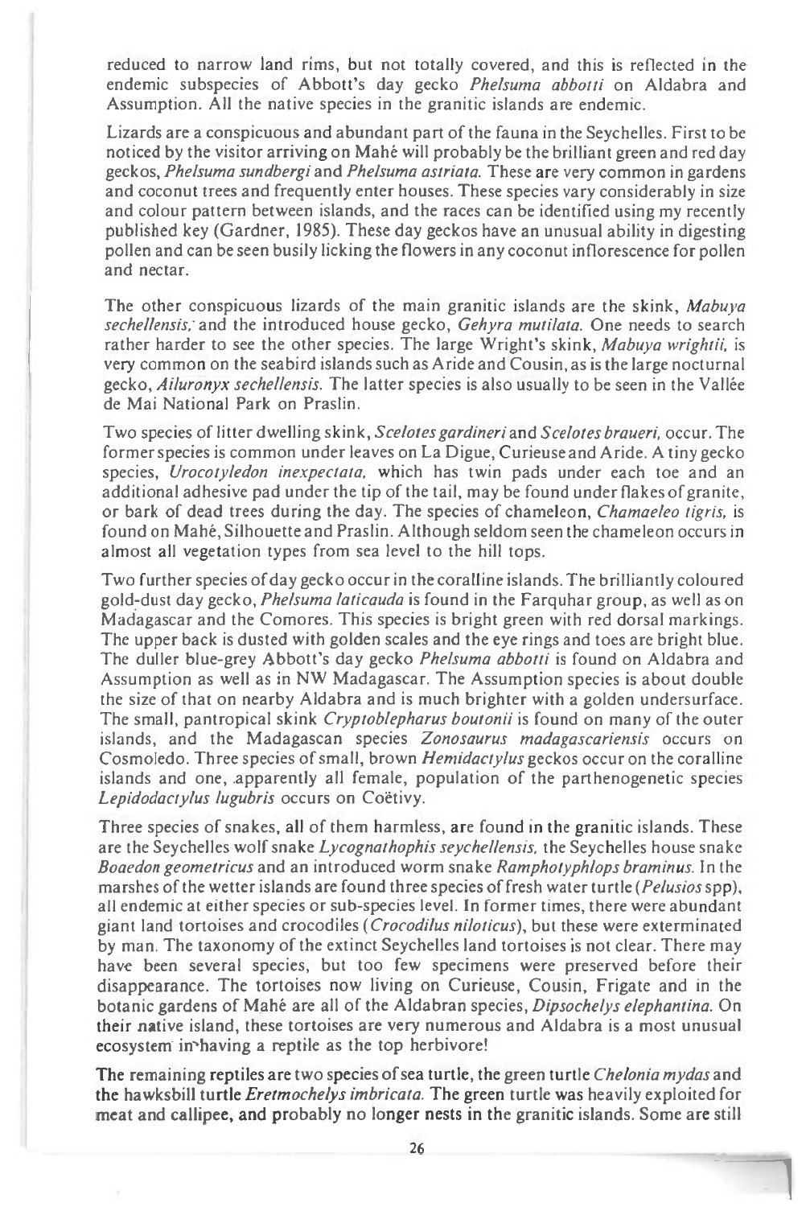reduced to narrow land rims, but not totally covered, and this is reflected in the endemic subspecies of Abbott's day gecko *Phelsuma abbotti* on Aldabra and Assumption. All the native species in the granitic islands are endemic.

Lizards are a conspicuous and abundant part of the fauna in the Seychelles. First to be noticed by the visitor arriving on Mahé will probably be the brilliant green and red day geckos, *Phelsuma sundbergi* and *Phelsuma astriata*. These are very common in gardens and coconut trees and frequently enter houses. These species vary considerably in size and colour pattern between islands, and the races can be identified using my recently published key (Gardner, 1985). These day geckos have an unusual ability in digesting pollen and can be seen busily licking the flowers in any coconut inflorescence for pollen and nectar.

The other conspicuous lizards of the main granitic islands are the skink, *Mabuya sechellensis*, and the introduced house gecko, *Gehyra mutilata*. One needs to search rather harder to see the other species. The large Wright's skink, *Mabuya wrightii*, is very common on the seabird islands such as Aride and Cousin, as is the large nocturnal gecko, *Ailuronyx sechellensis*. The latter species is also usually to be seen in the Vallée de Mai National Park on Praslin.

Two species of litter dwelling skink, *Scelotes gardineri* and *Scelotes braueri*, occur. The former species is common under leaves on La Digue, Curieuse and Aride. A tiny gecko species, *Urocotyledon inexpectata*, which has twin pads under each toe and an additional adhesive pad under the tip of the tail, may be found under flakes of granite, or bark of dead trees during the day. The species of chameleon, *Chamaeleo tigris*, is found on Mahé, Silhouette and Praslin. Although seldom seen the chameleon occurs in almost all vegetation types from sea level to the hill tops.

Two further species of day gecko occur in the coralline islands. The brilliantly coloured gold-dust day gecko, *Phelsuma laticauda* is found in the Farquhar group, as well as on Madagascar and the Comores. This species is bright green with red dorsal markings. The upper back is dusted with golden scales and the eye rings and toes are bright blue. The duller blue-grey Abbott's day gecko *Phelsuma abbotti* is found on Aldabra and Assumption as well as in NW Madagascar. The Assumption species is about double the size of that on nearby Aldabra and is much brighter with a golden undersurface. The small, pantropical skink *Cryptoblepharus boutonii* is found on many of the outer islands, and the Madagascan species *Zonosaurus madagascariensis* occurs on Cosmoledo. Three species of small, brown *Hemidactylus* geckos occur on the coralline islands and one, apparently all female, population of the parthenogenetic species *Lepidodactylus lugubris* occurs on Coëtivy.

Three species of snakes, all of them harmless, are found in the granitic islands. These are the Seychelles wolf snake *Lycognathophis seychellensis*, the Seychelles house snake *Boaedon geometricus* and an introduced worm snake *Ramphotyphlops braminus*. In the marshes of the wetter islands are found three species of fresh water turtle (*Pelusios* spp), all endemic at either species or sub-species level. In former times, there were abundant giant land tortoises and crocodiles (*Crocodilus niloticus*), but these were exterminated by man. The taxonomy of the extinct Seychelles land tortoises is not clear. There may have been several species, but too few specimens were preserved before their disappearance. The tortoises now living on Curieuse, Cousin, Frigate and in the botanic gardens of Mahé are all of the Aldabran species, *Dipsochelys elephantina*. On their native island, these tortoises are very numerous and Aldabra is a most unusual ecosystem in having a reptile as the top herbivore!

The remaining reptiles are two species of sea turtle, the green turtle *Chelonia mydas* and the hawksbill turtle *Eretmochelys imbricata*. The green turtle was heavily exploited for meat and callipee, and probably no longer nests in the granitic islands. Some are still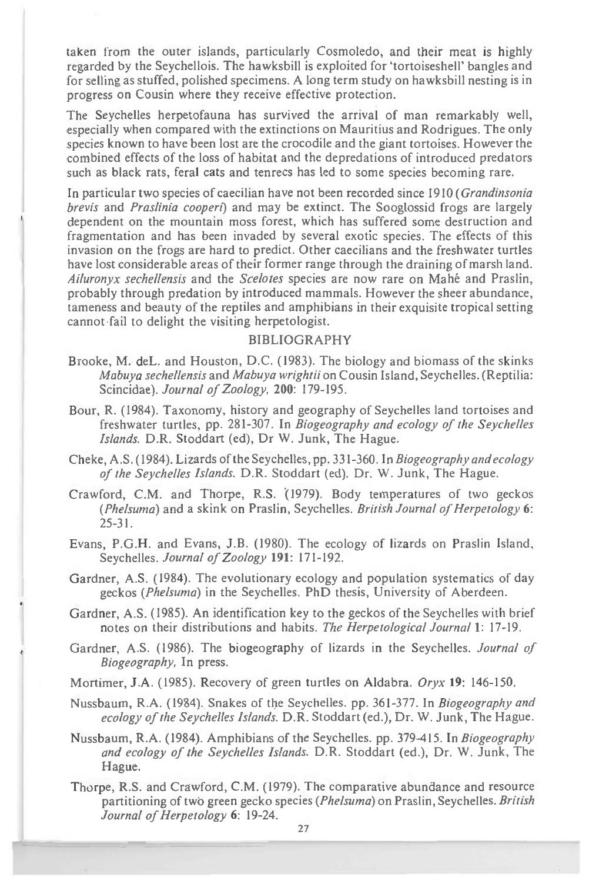taken from the outer islands, particularly Cosmoledo, and their meat is highly regarded by the Seychellois. The hawksbill is exploited for 'tortoiseshell' bangles and for selling as stuffed, polished specimens. A long term study on hawksbill nesting is in progress on Cousin where they receive effective protection.

The Seychelles herpetofauna has survived the arrival of man remarkably well, especially when compared with the extinctions on Mauritius and Rodrigues. The only species known to have been lost are the crocodile and the giant tortoises. However the combined effects of the loss of habitat and the depredations of introduced predators such as black rats, feral cats and tenrecs has led to some species becoming rare.

In particular two species of caecilian have not been recorded since 1910 (*Grandinsonia brevis* and *Praslinia cooperi*) and may be extinct. The Sooglossid frogs are largely dependent on the mountain moss forest, which has suffered some destruction and fragmentation and has been invaded by several exotic species. The effects of this invasion on the frogs are hard to predict. Other caecilians and the freshwater turtles have lost considerable areas of their former range through the draining of marsh land. *Ailuronyx sechellensis* and the *Scelotes* species are now rare on Mahé and Praslin, probably through predation by introduced mammals. However the sheer abundance, tameness and beauty of the reptiles and amphibians in their exquisite tropical setting cannot fail to delight the visiting herpetologist.

## BIBLIOGRAPHY

Brooke, M. deL. and Houston, D.C. (1983). The biology and biomass of the skinks *Mabuya sechellensis* and *Mabuya wrightii* on Cousin Island, Seychelles. (Reptilia: Scincidae). *Journal of Zoology*, **200**: 179-195.

Bour, R. (1984). Taxonomy, history and geography of Seychelles land tortoises and freshwater turtles, pp. 281-307. In *Biogeography and ecology of the Seychelles Islands.* D.R. Stoddart (ed), Dr W. Junk, The Hague.

Cheke, A.S. (1984). Lizards of the Seychelles, pp. 331-360. In *Biogeography and ecology of the Seychelles Islands.* D.R. Stoddart (ed). Dr. W. Junk, The Hague.

Crawford, C.M. and Thorpe, R.S. (1979). Body temperatures of two geckos (*Phelsuma*) and a skink on Praslin, Seychelles. *British Journal of Herpetology* **6**: 25-31.

Evans, P.G.H. and Evans, J.B. (1980). The ecology of lizards on Praslin Island, Seychelles. *Journal of Zoology* **191**: 171-192.

Gardner, A.S. (1984). The evolutionary ecology and population systematics of day geckos (*Phelsuma*) in the Seychelles. PhD thesis, University of Aberdeen.

Gardner, A.S. (1985). An identification key to the geckos of the Seychelles with brief notes on their distributions and habits. *The Herpetological Journal* **1**: 17-19.

Gardner, A.S. (1986). The biogeography of lizards in the Seychelles. *Journal of Biogeography*, In press.

Mortimer, J.A. (1985). Recovery of green turtles on Aldabra. *Oryx* **19**: 146-150.

Nussbaum, R.A. (1984). Snakes of the Seychelles. pp. 361-377. In *Biogeography and ecology of the Seychelles Islands.* D.R. Stoddart (ed.), Dr. W. Junk, The Hague.

Nussbaum, R.A. (1984). Amphibians of the Seychelles. pp. 379-415. In *Biogeography and ecology of the Seychelles Islands.* D.R. Stoddart (ed.), Dr. W. Junk, The Hague.

Thorpe, R.S. and Crawford, C.M. (1979). The comparative abundance and resource partitioning of two green gecko species (*Phelsuma*) on Praslin, Seychelles. *British Journal of Herpetology* **6**: 19-24.